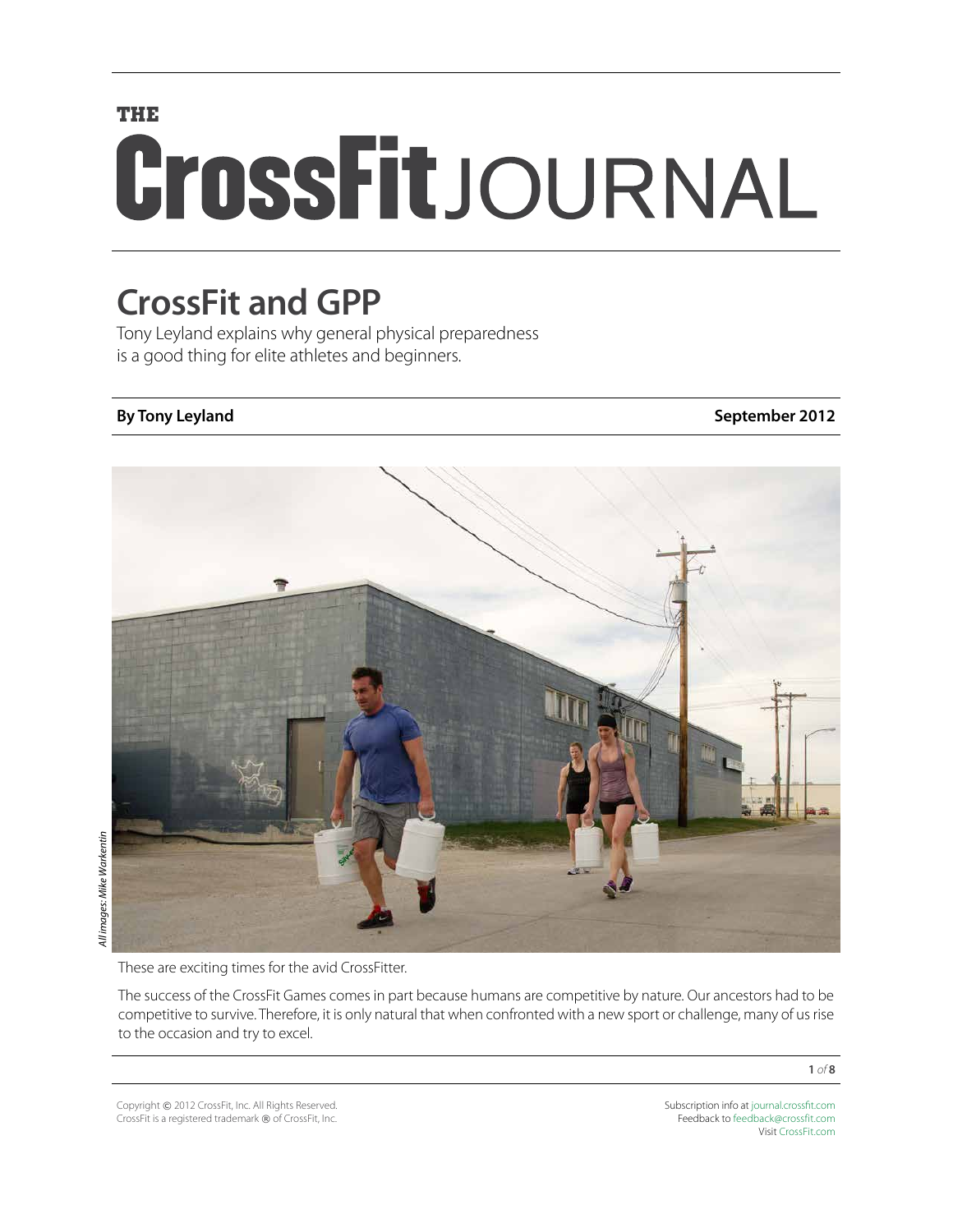# THE CrossFit JOURNAL

## CrossFit and GPP

Tony Leyland explains why general physical preparedness is a good thing for elite athletes and beginners.

**By Tony Leyland** **September 2012**

*All images: Mike Warkentin*

These are exciting times for the avid CrossFitter.

The success of the CrossFit Games comes in part because humans are competitive by nature. Our ancestors had to be competitive to survive. Therefore, it is only natural that when confronted with a new sport or challenge, many of us rise to the occasion and try to excel.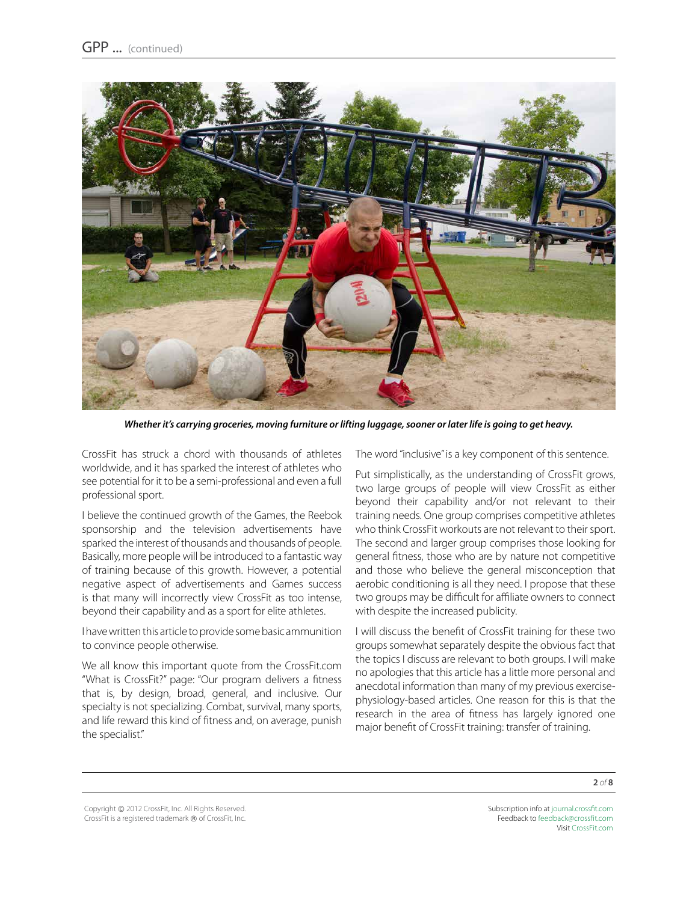*Whether it's carrying groceries, moving furniture or lifting luggage, sooner or later life is going to get heavy.*

CrossFit has struck a chord with thousands of athletes worldwide, and it has sparked the interest of athletes who see potential for it to be a semi-professional and even a full professional sport.

I believe the continued growth of the Games, the Reebok sponsorship and the television advertisements have sparked the interest of thousands and thousands of people. Basically, more people will be introduced to a fantastic way of training because of this growth. However, a potential negative aspect of advertisements and Games success is that many will incorrectly view CrossFit as too intense, beyond their capability and as a sport for elite athletes.

I have written this article to provide some basic ammunition to convince people otherwise.

We all know this important quote from the CrossFit.com "What is CrossFit?" page: "Our program delivers a fitness that is, by design, broad, general, and inclusive. Our specialty is not specializing. Combat, survival, many sports, and life reward this kind of fitness and, on average, punish the specialist."

The word "inclusive" is a key component of this sentence.

Put simplistically, as the understanding of CrossFit grows, two large groups of people will view CrossFit as either beyond their capability and/or not relevant to their training needs. One group comprises competitive athletes who think CrossFit workouts are not relevant to their sport. The second and larger group comprises those looking for general fitness, those who are by nature not competitive and those who believe the general misconception that aerobic conditioning is all they need. I propose that these two groups may be difficult for affiliate owners to connect with despite the increased publicity.

I will discuss the benefit of CrossFit training for these two groups somewhat separately despite the obvious fact that the topics I discuss are relevant to both groups. I will make no apologies that this article has a little more personal and anecdotal information than many of my previous exercise-physiology-based articles. One reason for this is that the research in the area of fitness has largely ignored one major benefit of CrossFit training: transfer of training.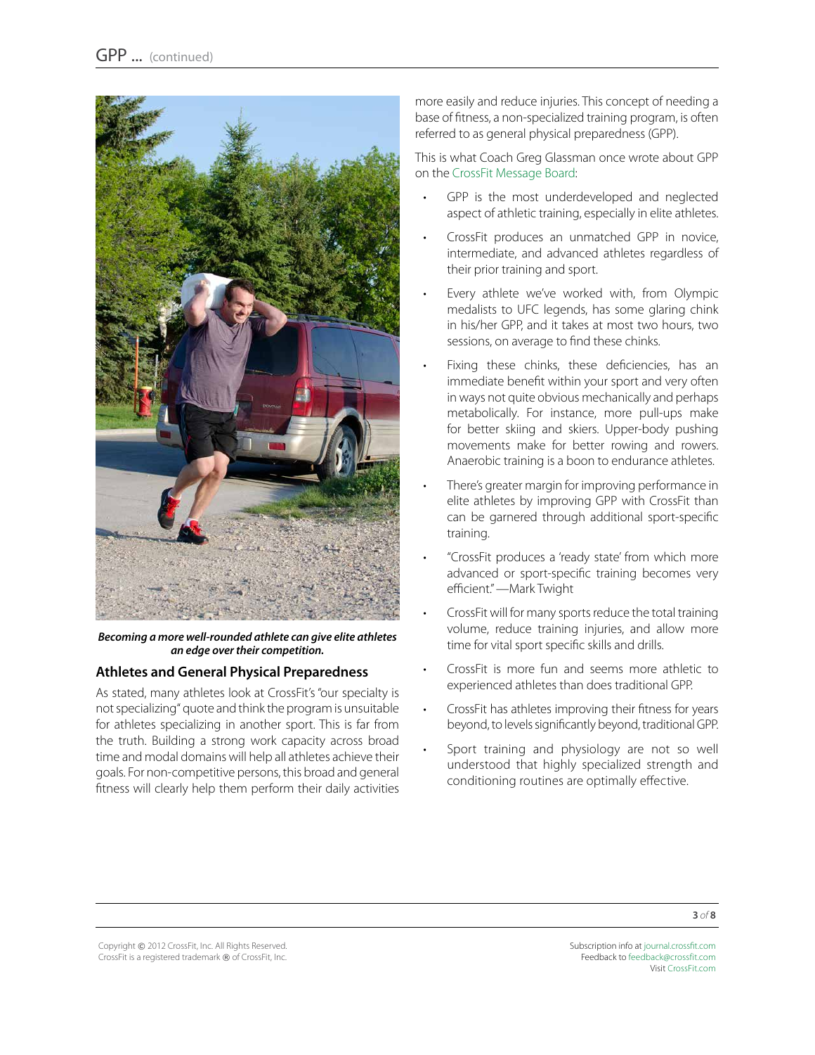*Becoming a more well-rounded athlete can give elite athletes an edge over their competition.*

## Athletes and General Physical Preparedness

As stated, many athletes look at CrossFit's "our specialty is not specializing" quote and think the program is unsuitable for athletes specializing in another sport. This is far from the truth. Building a strong work capacity across broad time and modal domains will help all athletes achieve their goals. For non-competitive persons, this broad and general fitness will clearly help them perform their daily activities more easily and reduce injuries. This concept of needing a base of fitness, a non-specialized training program, is often referred to as general physical preparedness (GPP).

This is what Coach Greg Glassman once wrote about GPP on the CrossFit Message Board:

- GPP is the most underdeveloped and neglected aspect of athletic training, especially in elite athletes.
- CrossFit produces an unmatched GPP in novice, intermediate, and advanced athletes regardless of their prior training and sport.
- Every athlete we've worked with, from Olympic medalists to UFC legends, has some glaring chink in his/her GPP, and it takes at most two hours, two sessions, on average to find these chinks.
- Fixing these chinks, these deficiencies, has an immediate benefit within your sport and very often in ways not quite obvious mechanically and perhaps metabolically. For instance, more pull-ups make for better skiing and skiers. Upper-body pushing movements make for better rowing and rowers. Anaerobic training is a boon to endurance athletes.
- There's greater margin for improving performance in elite athletes by improving GPP with CrossFit than can be garnered through additional sport-specific training.
- "CrossFit produces a 'ready state' from which more advanced or sport-specific training becomes very efficient." —Mark Twight
- CrossFit will for many sports reduce the total training volume, reduce training injuries, and allow more time for vital sport specific skills and drills.
- CrossFit is more fun and seems more athletic to experienced athletes than does traditional GPP.
- CrossFit has athletes improving their fitness for years beyond, to levels significantly beyond, traditional GPP.
- Sport training and physiology are not so well understood that highly specialized strength and conditioning routines are optimally effective.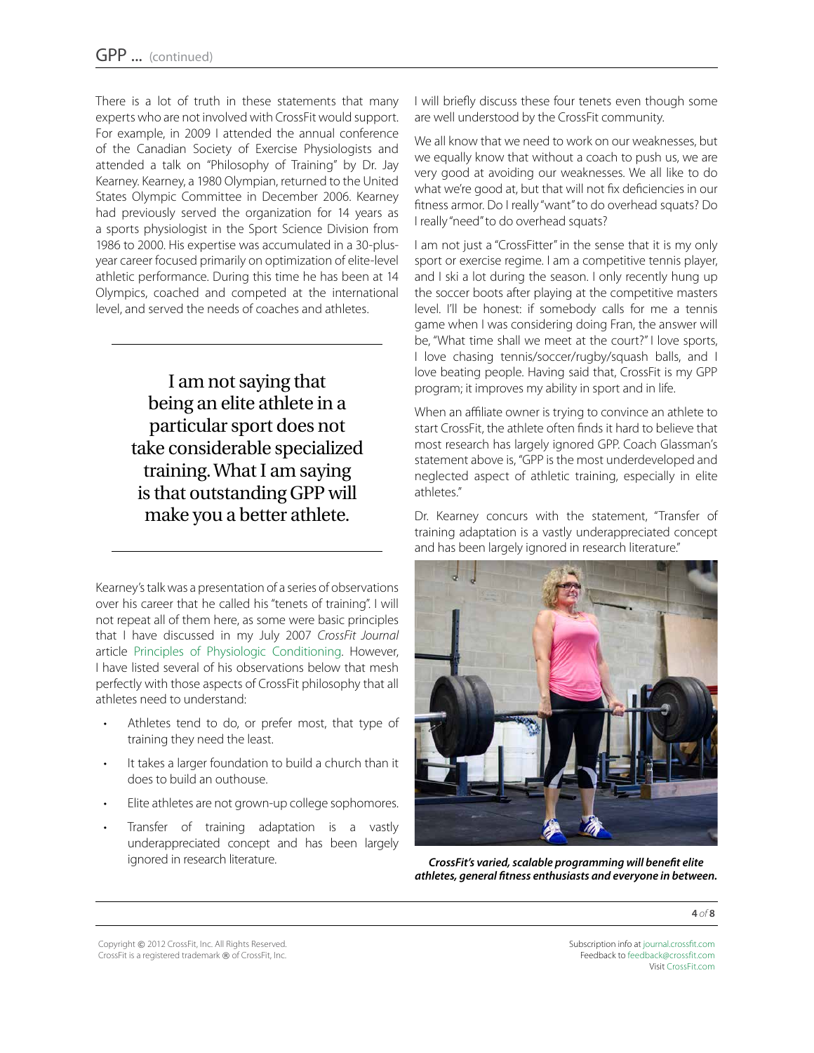There is a lot of truth in these statements that many experts who are not involved with CrossFit would support. For example, in 2009 I attended the annual conference of the Canadian Society of Exercise Physiologists and attended a talk on "Philosophy of Training" by Dr. Jay Kearney. Kearney, a 1980 Olympian, returned to the United States Olympic Committee in December 2006. Kearney had previously served the organization for 14 years as a sports physiologist in the Sport Science Division from 1986 to 2000. His expertise was accumulated in a 30-plus-year career focused primarily on optimization of elite-level athletic performance. During this time he has been at 14 Olympics, coached and competed at the international level, and served the needs of coaches and athletes.

> I am not saying that being an elite athlete in a particular sport does not take considerable specialized training. What I am saying is that outstanding GPP will make you a better athlete.

Kearney's talk was a presentation of a series of observations over his career that he called his "tenets of training". I will not repeat all of them here, as some were basic principles that I have discussed in my July 2007 *CrossFit Journal* article Principles of Physiologic Conditioning. However, I have listed several of his observations below that mesh perfectly with those aspects of CrossFit philosophy that all athletes need to understand:

- Athletes tend to do, or prefer most, that type of training they need the least.
- It takes a larger foundation to build a church than it does to build an outhouse.
- Elite athletes are not grown-up college sophomores.
- Transfer of training adaptation is a vastly underappreciated concept and has been largely ignored in research literature.

I will briefly discuss these four tenets even though some are well understood by the CrossFit community.

We all know that we need to work on our weaknesses, but we equally know that without a coach to push us, we are very good at avoiding our weaknesses. We all like to do what we're good at, but that will not fix deficiencies in our fitness armor. Do I really "want" to do overhead squats? Do I really "need" to do overhead squats?

I am not just a "CrossFitter" in the sense that it is my only sport or exercise regime. I am a competitive tennis player, and I ski a lot during the season. I only recently hung up the soccer boots after playing at the competitive masters level. I'll be honest: if somebody calls for me a tennis game when I was considering doing Fran, the answer will be, "What time shall we meet at the court?" I love sports, I love chasing tennis/soccer/rugby/squash balls, and I love beating people. Having said that, CrossFit is my GPP program; it improves my ability in sport and in life.

When an affiliate owner is trying to convince an athlete to start CrossFit, the athlete often finds it hard to believe that most research has largely ignored GPP. Coach Glassman's statement above is, "GPP is the most underdeveloped and neglected aspect of athletic training, especially in elite athletes."

Dr. Kearney concurs with the statement, "Transfer of training adaptation is a vastly underappreciated concept and has been largely ignored in research literature."

***CrossFit's varied, scalable programming will benefit elite athletes, general fitness enthusiasts and everyone in between.***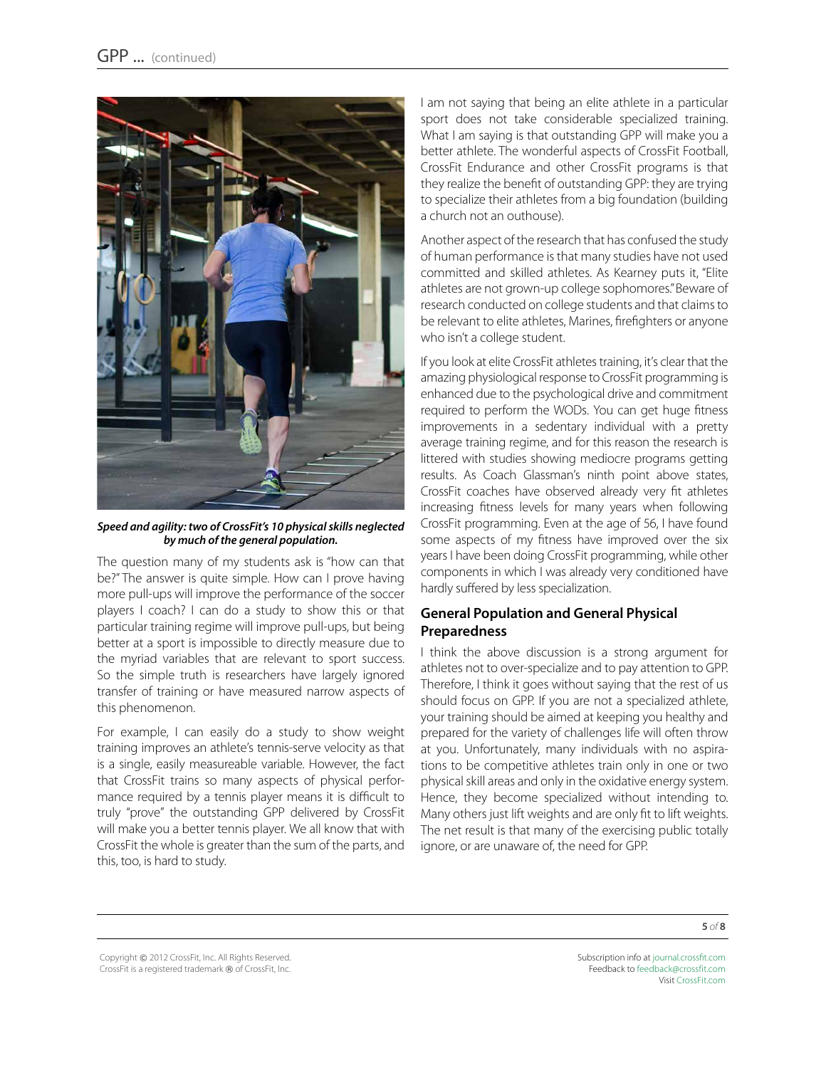*Speed and agility: two of CrossFit's 10 physical skills neglected by much of the general population.*

The question many of my students ask is "how can that be?" The answer is quite simple. How can I prove having more pull-ups will improve the performance of the soccer players I coach? I can do a study to show this or that particular training regime will improve pull-ups, but being better at a sport is impossible to directly measure due to the myriad variables that are relevant to sport success. So the simple truth is researchers have largely ignored transfer of training or have measured narrow aspects of this phenomenon.

For example, I can easily do a study to show weight training improves an athlete's tennis-serve velocity as that is a single, easily measureable variable. However, the fact that CrossFit trains so many aspects of physical performance required by a tennis player means it is difficult to truly "prove" the outstanding GPP delivered by CrossFit will make you a better tennis player. We all know that with CrossFit the whole is greater than the sum of the parts, and this, too, is hard to study.

I am not saying that being an elite athlete in a particular sport does not take considerable specialized training. What I am saying is that outstanding GPP will make you a better athlete. The wonderful aspects of CrossFit Football, CrossFit Endurance and other CrossFit programs is that they realize the benefit of outstanding GPP: they are trying to specialize their athletes from a big foundation (building a church not an outhouse).

Another aspect of the research that has confused the study of human performance is that many studies have not used committed and skilled athletes. As Kearney puts it, "Elite athletes are not grown-up college sophomores." Beware of research conducted on college students and that claims to be relevant to elite athletes, Marines, firefighters or anyone who isn't a college student.

If you look at elite CrossFit athletes training, it's clear that the amazing physiological response to CrossFit programming is enhanced due to the psychological drive and commitment required to perform the WODs. You can get huge fitness improvements in a sedentary individual with a pretty average training regime, and for this reason the research is littered with studies showing mediocre programs getting results. As Coach Glassman's ninth point above states, CrossFit coaches have observed already very fit athletes increasing fitness levels for many years when following CrossFit programming. Even at the age of 56, I have found some aspects of my fitness have improved over the six years I have been doing CrossFit programming, while other components in which I was already very conditioned have hardly suffered by less specialization.

## General Population and General Physical Preparedness

I think the above discussion is a strong argument for athletes not to over-specialize and to pay attention to GPP. Therefore, I think it goes without saying that the rest of us should focus on GPP. If you are not a specialized athlete, your training should be aimed at keeping you healthy and prepared for the variety of challenges life will often throw at you. Unfortunately, many individuals with no aspirations to be competitive athletes train only in one or two physical skill areas and only in the oxidative energy system. Hence, they become specialized without intending to. Many others just lift weights and are only fit to lift weights. The net result is that many of the exercising public totally ignore, or are unaware of, the need for GPP.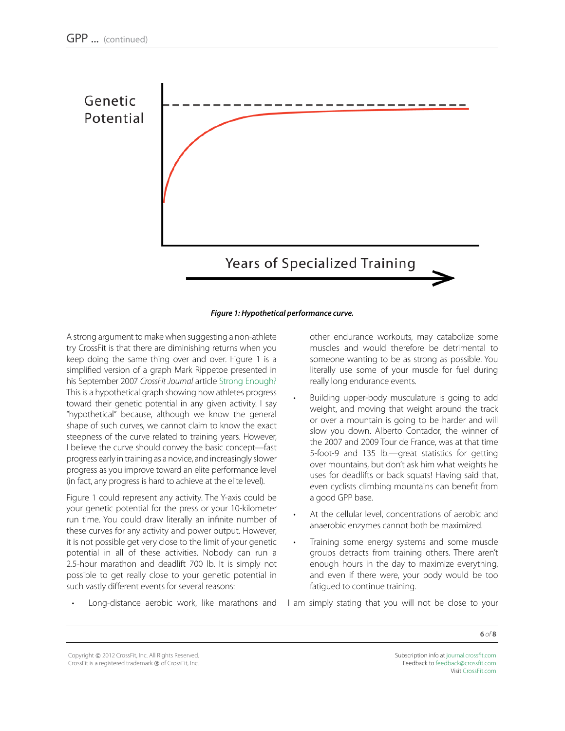Genetic Potential

Years of Specialized Training

***Figure 1: Hypothetical performance curve.***

A strong argument to make when suggesting a non-athlete try CrossFit is that there are diminishing returns when you keep doing the same thing over and over. Figure 1 is a simplified version of a graph Mark Rippetoe presented in his September 2007 *CrossFit Journal* article Strong Enough? This is a hypothetical graph showing how athletes progress toward their genetic potential in any given activity. I say "hypothetical" because, although we know the general shape of such curves, we cannot claim to know the exact steepness of the curve related to training years. However, I believe the curve should convey the basic concept—fast progress early in training as a novice, and increasingly slower progress as you improve toward an elite performance level (in fact, any progress is hard to achieve at the elite level).

Figure 1 could represent any activity. The Y-axis could be your genetic potential for the press or your 10-kilometer run time. You could draw literally an infinite number of these curves for any activity and power output. However, it is not possible get very close to the limit of your genetic potential in all of these activities. Nobody can run a 2.5-hour marathon and deadlift 700 lb. It is simply not possible to get really close to your genetic potential in such vastly different events for several reasons:

- Long-distance aerobic work, like marathons and other endurance workouts, may catabolize some muscles and would therefore be detrimental to someone wanting to be as strong as possible. You literally use some of your muscle for fuel during really long endurance events.
- Building upper-body musculature is going to add weight, and moving that weight around the track or over a mountain is going to be harder and will slow you down. Alberto Contador, the winner of the 2007 and 2009 Tour de France, was at that time 5-foot-9 and 135 lb.—great statistics for getting over mountains, but don't ask him what weights he uses for deadlifts or back squats! Having said that, even cyclists climbing mountains can benefit from a good GPP base.
- At the cellular level, concentrations of aerobic and anaerobic enzymes cannot both be maximized.
- Training some energy systems and some muscle groups detracts from training others. There aren't enough hours in the day to maximize everything, and even if there were, your body would be too fatigued to continue training.

I am simply stating that you will not be close to your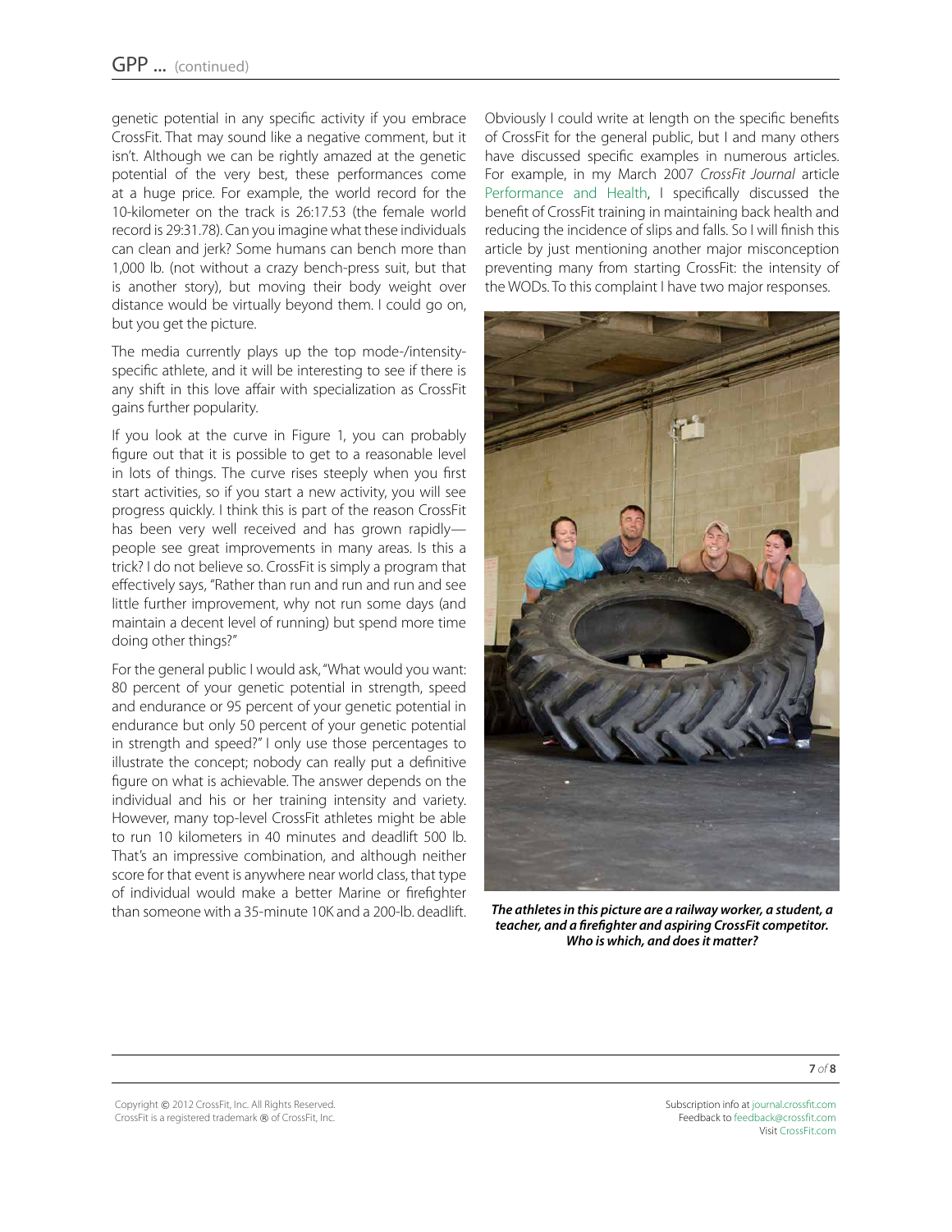genetic potential in any specific activity if you embrace CrossFit. That may sound like a negative comment, but it isn't. Although we can be rightly amazed at the genetic potential of the very best, these performances come at a huge price. For example, the world record for the 10-kilometer on the track is 26:17.53 (the female world record is 29:31.78). Can you imagine what these individuals can clean and jerk? Some humans can bench more than 1,000 lb. (not without a crazy bench-press suit, but that is another story), but moving their body weight over distance would be virtually beyond them. I could go on, but you get the picture.

The media currently plays up the top mode-/intensity-specific athlete, and it will be interesting to see if there is any shift in this love affair with specialization as CrossFit gains further popularity.

If you look at the curve in Figure 1, you can probably figure out that it is possible to get to a reasonable level in lots of things. The curve rises steeply when you first start activities, so if you start a new activity, you will see progress quickly. I think this is part of the reason CrossFit has been very well received and has grown rapidly—people see great improvements in many areas. Is this a trick? I do not believe so. CrossFit is simply a program that effectively says, "Rather than run and run and run and see little further improvement, why not run some days (and maintain a decent level of running) but spend more time doing other things?"

For the general public I would ask, "What would you want: 80 percent of your genetic potential in strength, speed and endurance or 95 percent of your genetic potential in endurance but only 50 percent of your genetic potential in strength and speed?" I only use those percentages to illustrate the concept; nobody can really put a definitive figure on what is achievable. The answer depends on the individual and his or her training intensity and variety. However, many top-level CrossFit athletes might be able to run 10 kilometers in 40 minutes and deadlift 500 lb. That's an impressive combination, and although neither score for that event is anywhere near world class, that type of individual would make a better Marine or firefighter than someone with a 35-minute 10K and a 200-lb. deadlift.

Obviously I could write at length on the specific benefits of CrossFit for the general public, but I and many others have discussed specific examples in numerous articles. For example, in my March 2007 *CrossFit Journal* article Performance and Health, I specifically discussed the benefit of CrossFit training in maintaining back health and reducing the incidence of slips and falls. So I will finish this article by just mentioning another major misconception preventing many from starting CrossFit: the intensity of the WODs. To this complaint I have two major responses.

***The athletes in this picture are a railway worker, a student, a teacher, and a firefighter and aspiring CrossFit competitor. Who is which, and does it matter?***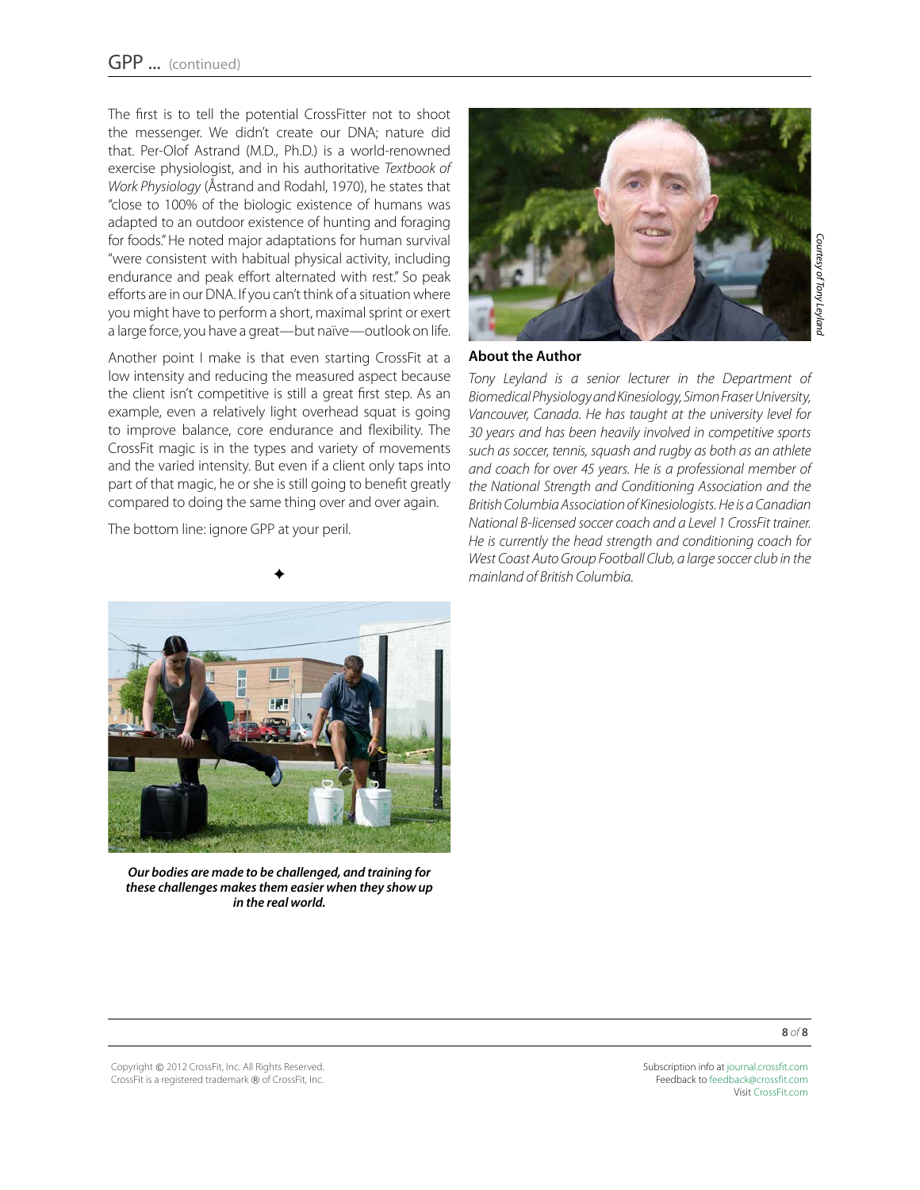The first is to tell the potential CrossFitter not to shoot the messenger. We didn't create our DNA; nature did that. Per-Olof Astrand (M.D., Ph.D.) is a world-renowned exercise physiologist, and in his authoritative *Textbook of Work Physiology* (Åstrand and Rodahl, 1970), he states that "close to 100% of the biologic existence of humans was adapted to an outdoor existence of hunting and foraging for foods." He noted major adaptations for human survival "were consistent with habitual physical activity, including endurance and peak effort alternated with rest." So peak efforts are in our DNA. If you can't think of a situation where you might have to perform a short, maximal sprint or exert a large force, you have a great—but naïve—outlook on life.

Another point I make is that even starting CrossFit at a low intensity and reducing the measured aspect because the client isn't competitive is still a great first step. As an example, even a relatively light overhead squat is going to improve balance, core endurance and flexibility. The CrossFit magic is in the types and variety of movements and the varied intensity. But even if a client only taps into part of that magic, he or she is still going to benefit greatly compared to doing the same thing over and over again.

The bottom line: ignore GPP at your peril.

✦

***Our bodies are made to be challenged, and training for these challenges makes them easier when they show up in the real world.***

*Courtesy of Tony Leyland*

### About the Author

*Tony Leyland is a senior lecturer in the Department of Biomedical Physiology and Kinesiology, Simon Fraser University, Vancouver, Canada. He has taught at the university level for 30 years and has been heavily involved in competitive sports such as soccer, tennis, squash and rugby as both as an athlete and coach for over 45 years. He is a professional member of the National Strength and Conditioning Association and the British Columbia Association of Kinesiologists. He is a Canadian National B-licensed soccer coach and a Level 1 CrossFit trainer. He is currently the head strength and conditioning coach for West Coast Auto Group Football Club, a large soccer club in the mainland of British Columbia.*

Copyright © 2012 CrossFit, Inc. All Rights Reserved.
CrossFit is a registered trademark ® of CrossFit, Inc.

Subscription info at journal.crossfit.com
Feedback to feedback@crossfit.com
Visit CrossFit.com